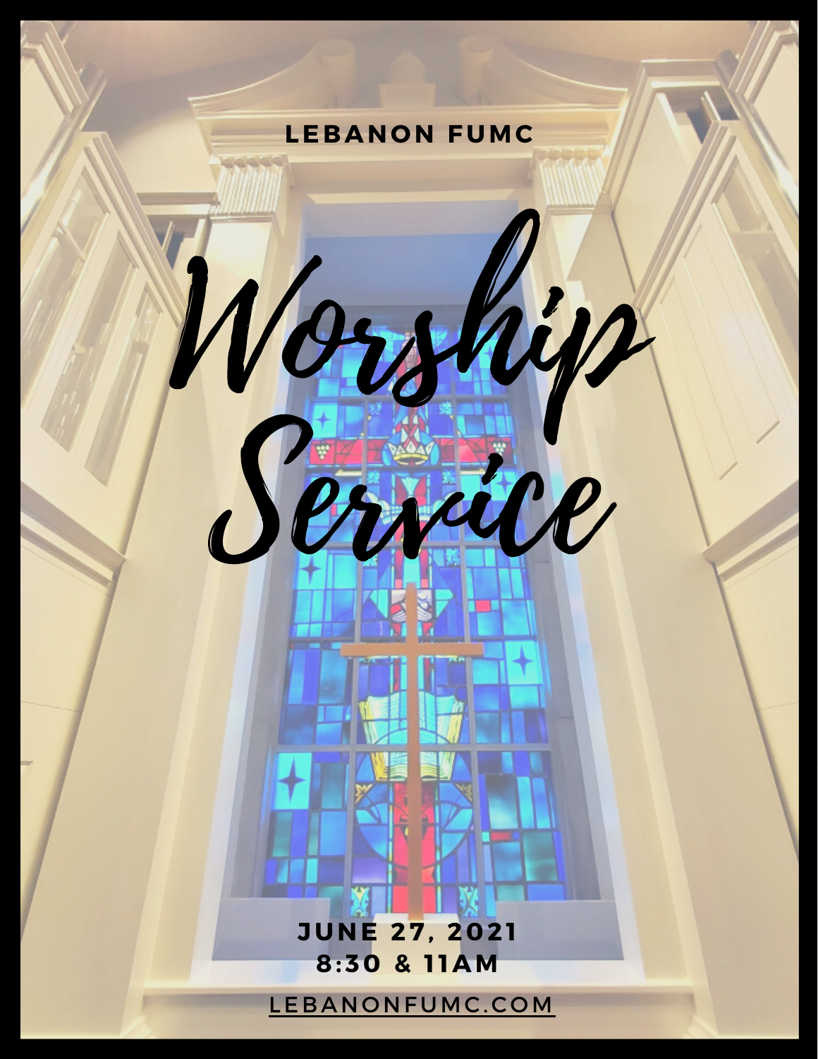LEBANON FUMC

# Worship Service

JUNE 27, 2021
8:30 & 11AM

LEBANONFUMC.COM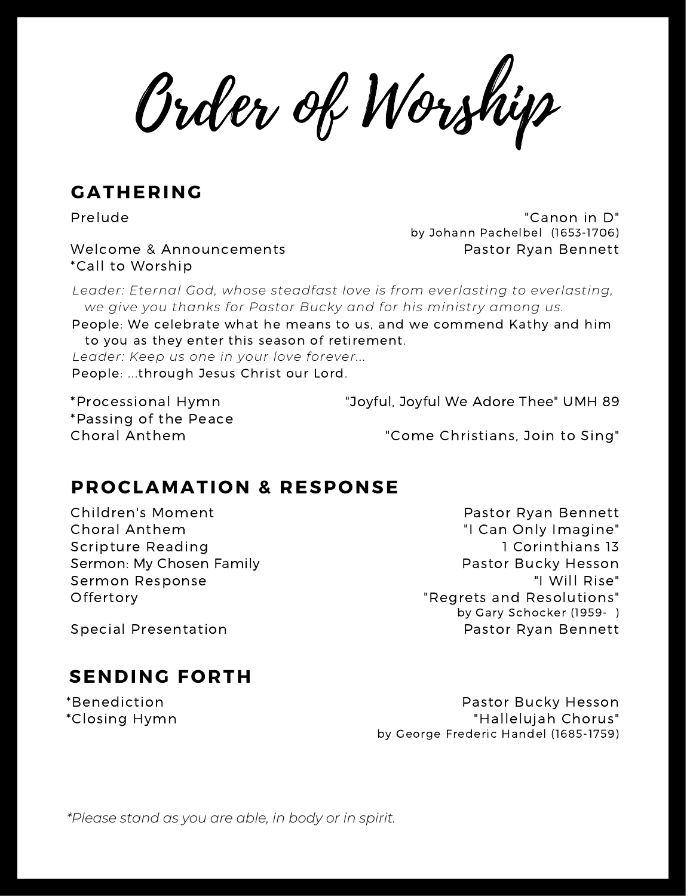# Order of Worship

## GATHERING

Prelude — "Canon in D"
by Johann Pachelbel (1653-1706)

Welcome & Announcements — Pastor Ryan Bennett

*Call to Worship

*Leader: Eternal God, whose steadfast love is from everlasting to everlasting, we give you thanks for Pastor Bucky and for his ministry among us.*

People: We celebrate what he means to us, and we commend Kathy and him to you as they enter this season of retirement.

*Leader: Keep us one in your love forever...*

People: ...through Jesus Christ our Lord.

*Processional Hymn — "Joyful, Joyful We Adore Thee" UMH 89

*Passing of the Peace

Choral Anthem — "Come Christians, Join to Sing"

## PROCLAMATION & RESPONSE

Children's Moment — Pastor Ryan Bennett

Choral Anthem — "I Can Only Imagine"

Scripture Reading — 1 Corinthians 13

Sermon: My Chosen Family — Pastor Bucky Hesson

Sermon Response — "I Will Rise"

Offertory — "Regrets and Resolutions"
by Gary Schocker (1959- )

Special Presentation — Pastor Ryan Bennett

## SENDING FORTH

*Benediction — Pastor Bucky Hesson

*Closing Hymn — "Hallelujah Chorus"
by George Frederic Handel (1685-1759)

*\*Please stand as you are able, in body or in spirit.*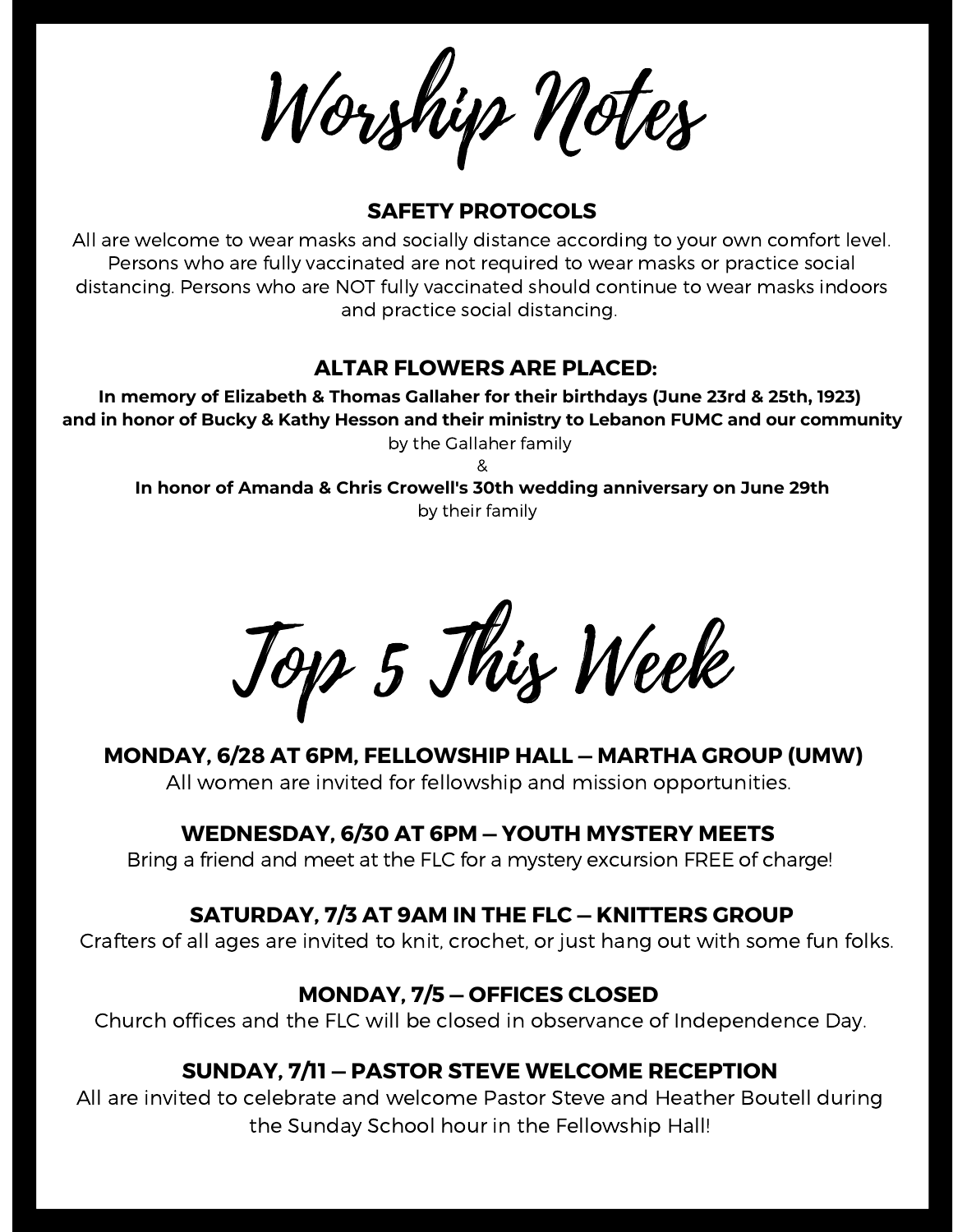# Worship Notes

### SAFETY PROTOCOLS

All are welcome to wear masks and socially distance according to your own comfort level. Persons who are fully vaccinated are not required to wear masks or practice social distancing. Persons who are NOT fully vaccinated should continue to wear masks indoors and practice social distancing.

### ALTAR FLOWERS ARE PLACED:

**In memory of Elizabeth & Thomas Gallaher for their birthdays (June 23rd & 25th, 1923) and in honor of Bucky & Kathy Hesson and their ministry to Lebanon FUMC and our community**
by the Gallaher family

&

**In honor of Amanda & Chris Crowell's 30th wedding anniversary on June 29th**
by their family

# Top 5 This Week

### MONDAY, 6/28 AT 6PM, FELLOWSHIP HALL — MARTHA GROUP (UMW)

All women are invited for fellowship and mission opportunities.

### WEDNESDAY, 6/30 AT 6PM — YOUTH MYSTERY MEETS

Bring a friend and meet at the FLC for a mystery excursion FREE of charge!

### SATURDAY, 7/3 AT 9AM IN THE FLC — KNITTERS GROUP

Crafters of all ages are invited to knit, crochet, or just hang out with some fun folks.

### MONDAY, 7/5 — OFFICES CLOSED

Church offices and the FLC will be closed in observance of Independence Day.

### SUNDAY, 7/11 — PASTOR STEVE WELCOME RECEPTION

All are invited to celebrate and welcome Pastor Steve and Heather Boutell during the Sunday School hour in the Fellowship Hall!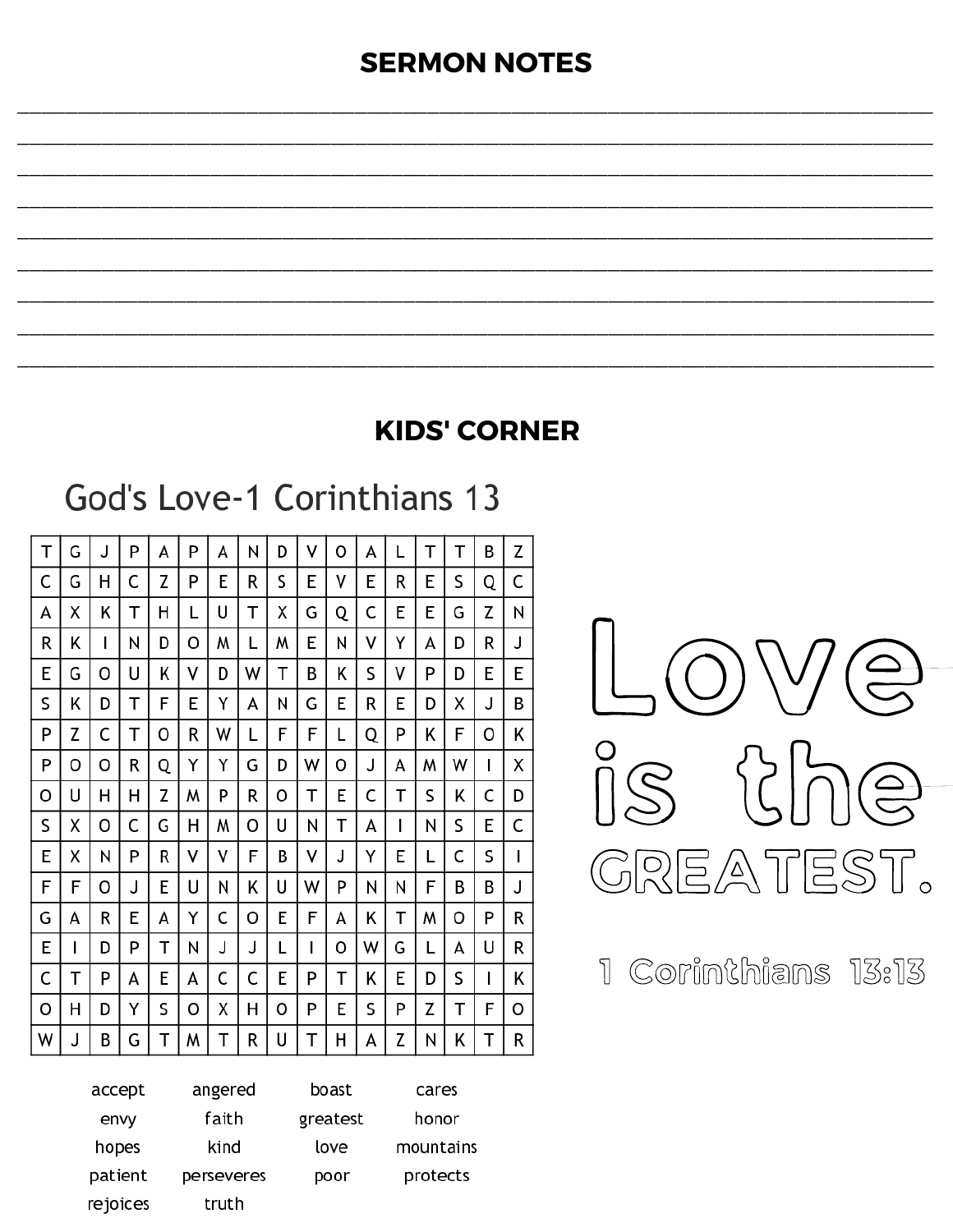## SERMON NOTES

______________________________________________________________________________

______________________________________________________________________________

______________________________________________________________________________

______________________________________________________________________________

______________________________________________________________________________

______________________________________________________________________________

______________________________________________________________________________

______________________________________________________________________________

______________________________________________________________________________

## KIDS' CORNER

### God's Love-1 Corinthians 13

| | | | | | | | | | | | | | | | | |
|---|---|---|---|---|---|---|---|---|---|---|---|---|---|---|---|---|
| T | G | J | P | A | P | A | N | D | V | O | A | L | T | T | B | Z |
| C | G | H | C | Z | P | E | R | S | E | V | E | R | E | S | Q | C |
| A | X | K | T | H | L | U | T | X | G | Q | C | E | E | G | Z | N |
| R | K | I | N | D | O | M | L | M | E | N | V | Y | A | D | R | J |
| E | G | O | U | K | V | D | W | T | B | K | S | V | P | D | E | E |
| S | K | D | T | F | E | Y | A | N | G | E | R | E | D | X | J | B |
| P | Z | C | T | O | R | W | L | F | F | L | Q | P | K | F | O | K |
| P | O | O | R | Q | Y | Y | G | D | W | O | J | A | M | W | I | X |
| O | U | H | H | Z | M | P | R | O | T | E | C | T | S | K | C | D |
| S | X | O | C | G | H | M | O | U | N | T | A | I | N | S | E | C |
| E | X | N | P | R | V | V | F | B | V | J | Y | E | L | C | S | I |
| F | F | O | J | E | U | N | K | U | W | P | N | N | F | B | B | J |
| G | A | R | E | A | Y | C | O | E | F | A | K | T | M | O | P | R |
| E | I | D | P | T | N | J | J | L | I | O | W | G | L | A | U | R |
| C | T | P | A | E | A | C | C | E | P | T | K | E | D | S | I | K |
| O | H | D | Y | S | O | X | H | O | P | E | S | P | Z | T | F | O |
| W | J | B | G | T | M | T | R | U | T | H | A | Z | N | K | T | R |

| | | | |
|---|---|---|---|
| accept | angered | boast | cares |
| envy | faith | greatest | honor |
| hopes | kind | love | mountains |
| patient | perseveres | poor | protects |
| rejoices | truth | | |

Love is the GREATEST.

1 Corinthians 13:13